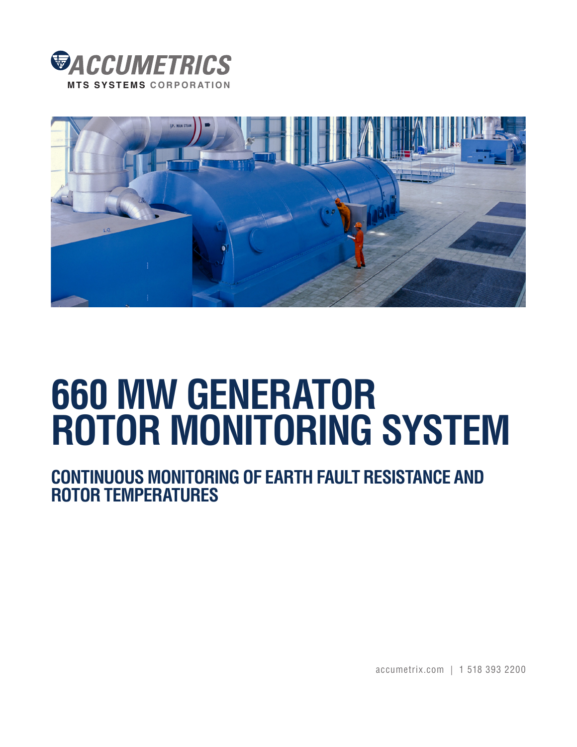ACCUMETRICS
MTS SYSTEMS CORPORATION

# 660 MW GENERATOR ROTOR MONITORING SYSTEM

## CONTINUOUS MONITORING OF EARTH FAULT RESISTANCE AND ROTOR TEMPERATURES

accumetrix.com | 1 518 393 2200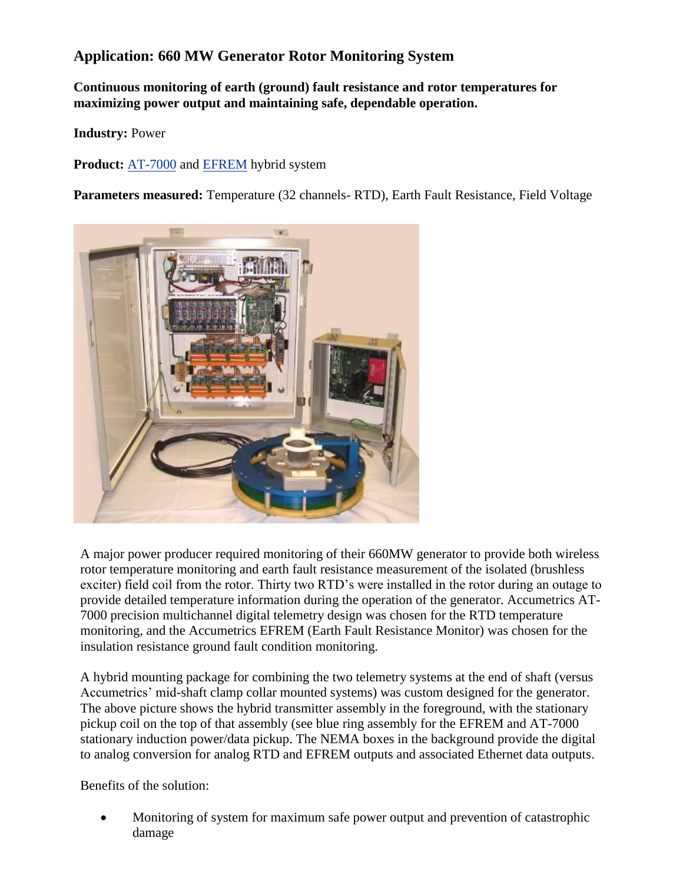## Application: 660 MW Generator Rotor Monitoring System

**Continuous monitoring of earth (ground) fault resistance and rotor temperatures for maximizing power output and maintaining safe, dependable operation.**

**Industry:** Power

**Product:** AT-7000 and EFREM hybrid system

**Parameters measured:** Temperature (32 channels- RTD), Earth Fault Resistance, Field Voltage

A major power producer required monitoring of their 660MW generator to provide both wireless rotor temperature monitoring and earth fault resistance measurement of the isolated (brushless exciter) field coil from the rotor. Thirty two RTD's were installed in the rotor during an outage to provide detailed temperature information during the operation of the generator. Accumetrics AT-7000 precision multichannel digital telemetry design was chosen for the RTD temperature monitoring, and the Accumetrics EFREM (Earth Fault Resistance Monitor) was chosen for the insulation resistance ground fault condition monitoring.

A hybrid mounting package for combining the two telemetry systems at the end of shaft (versus Accumetrics' mid-shaft clamp collar mounted systems) was custom designed for the generator. The above picture shows the hybrid transmitter assembly in the foreground, with the stationary pickup coil on the top of that assembly (see blue ring assembly for the EFREM and AT-7000 stationary induction power/data pickup. The NEMA boxes in the background provide the digital to analog conversion for analog RTD and EFREM outputs and associated Ethernet data outputs.

Benefits of the solution:

- Monitoring of system for maximum safe power output and prevention of catastrophic damage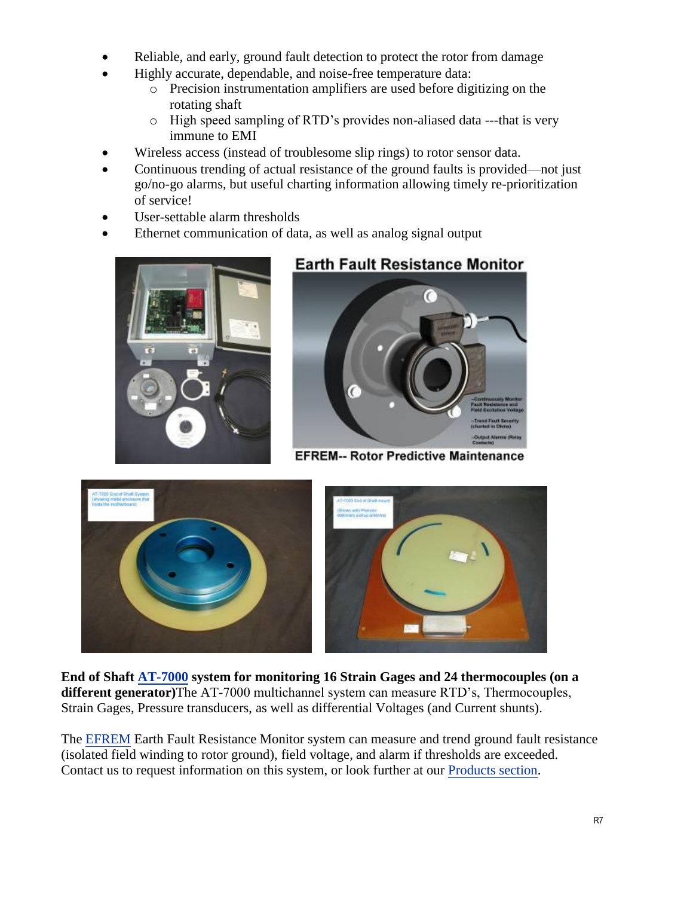- Reliable, and early, ground fault detection to protect the rotor from damage
- Highly accurate, dependable, and noise-free temperature data:
  - Precision instrumentation amplifiers are used before digitizing on the rotating shaft
  - High speed sampling of RTD's provides non-aliased data ---that is very immune to EMI
- Wireless access (instead of troublesome slip rings) to rotor sensor data.
- Continuous trending of actual resistance of the ground faults is provided—not just go/no-go alarms, but useful charting information allowing timely re-prioritization of service!
- User-settable alarm thresholds
- Ethernet communication of data, as well as analog signal output

**End of Shaft AT-7000 system for monitoring 16 Strain Gages and 24 thermocouples (on a different generator)** The AT-7000 multichannel system can measure RTD's, Thermocouples, Strain Gages, Pressure transducers, as well as differential Voltages (and Current shunts).

The EFREM Earth Fault Resistance Monitor system can measure and trend ground fault resistance (isolated field winding to rotor ground), field voltage, and alarm if thresholds are exceeded. Contact us to request information on this system, or look further at our Products section.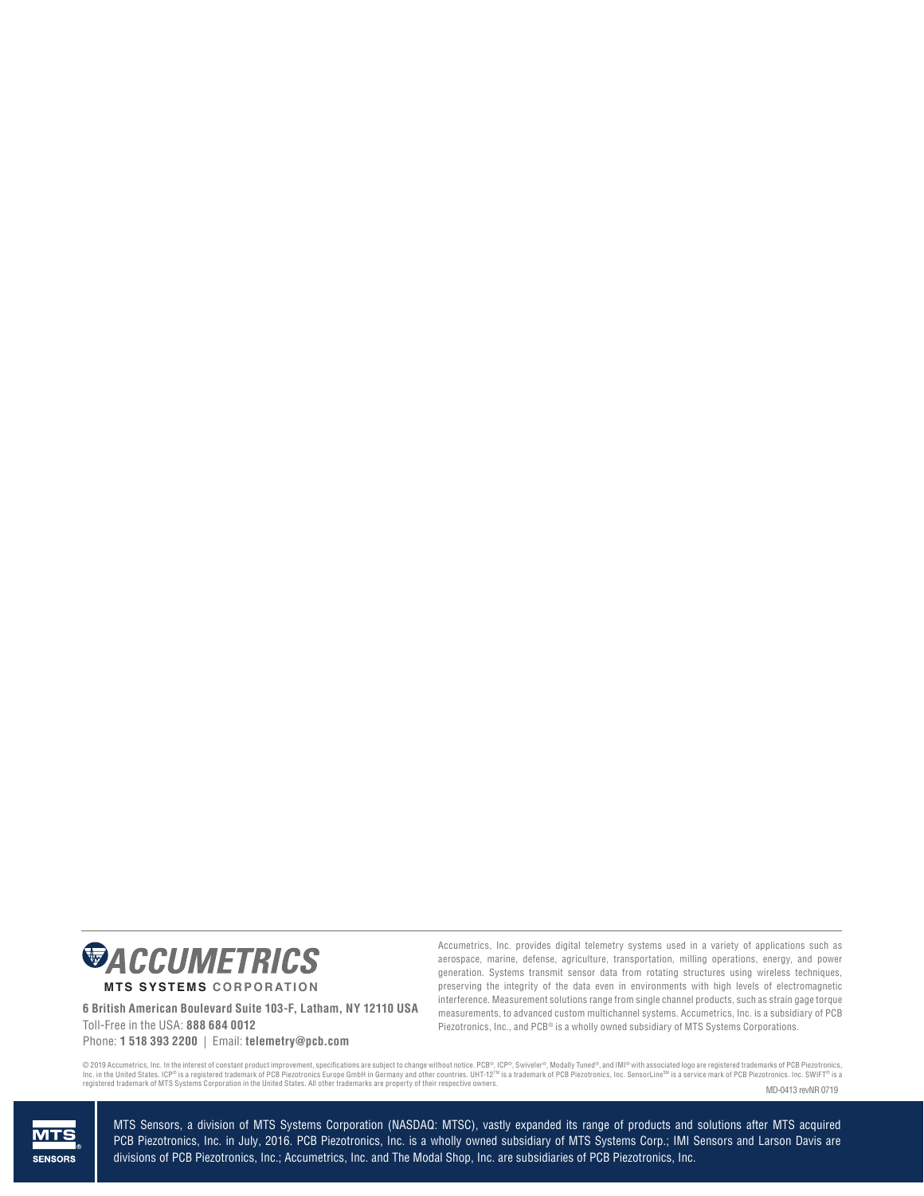**ACCUMETRICS**
**MTS SYSTEMS** CORPORATION

**6 British American Boulevard Suite 103-F, Latham, NY 12110 USA**
Toll-Free in the USA: **888 684 0012**
Phone: **1 518 393 2200** | Email: **telemetry@pcb.com**

Accumetrics, Inc. provides digital telemetry systems used in a variety of applications such as aerospace, marine, defense, agriculture, transportation, milling operations, energy, and power generation. Systems transmit sensor data from rotating structures using wireless techniques, preserving the integrity of the data even in environments with high levels of electromagnetic interference. Measurement solutions range from single channel products, such as strain gage torque measurements, to advanced custom multichannel systems. Accumetrics, Inc. is a subsidiary of PCB Piezotronics, Inc., and PCB® is a wholly owned subsidiary of MTS Systems Corporations.

© 2019 Accumetrics, Inc. In the interest of constant product improvement, specifications are subject to change without notice. PCB®, ICP®, Swiveler®, Modally Tuned®, and IMI® with associated logo are registered trademarks of PCB Piezotronics, Inc. in the United States. ICP® is a registered trademark of PCB Piezotronics Europe GmbH in Germany and other countries. UHT-12™ is a trademark of PCB Piezotronics, Inc. SensorLine℠ is a service mark of PCB Piezotronics. Inc. SWIFT® is a registered trademark of MTS Systems Corporation in the United States. All other trademarks are property of their respective owners.

MD-0413 revNR 0719

**MTS SENSORS**

MTS Sensors, a division of MTS Systems Corporation (NASDAQ: MTSC), vastly expanded its range of products and solutions after MTS acquired PCB Piezotronics, Inc. in July, 2016. PCB Piezotronics, Inc. is a wholly owned subsidiary of MTS Systems Corp.; IMI Sensors and Larson Davis are divisions of PCB Piezotronics, Inc.; Accumetrics, Inc. and The Modal Shop, Inc. are subsidiaries of PCB Piezotronics, Inc.